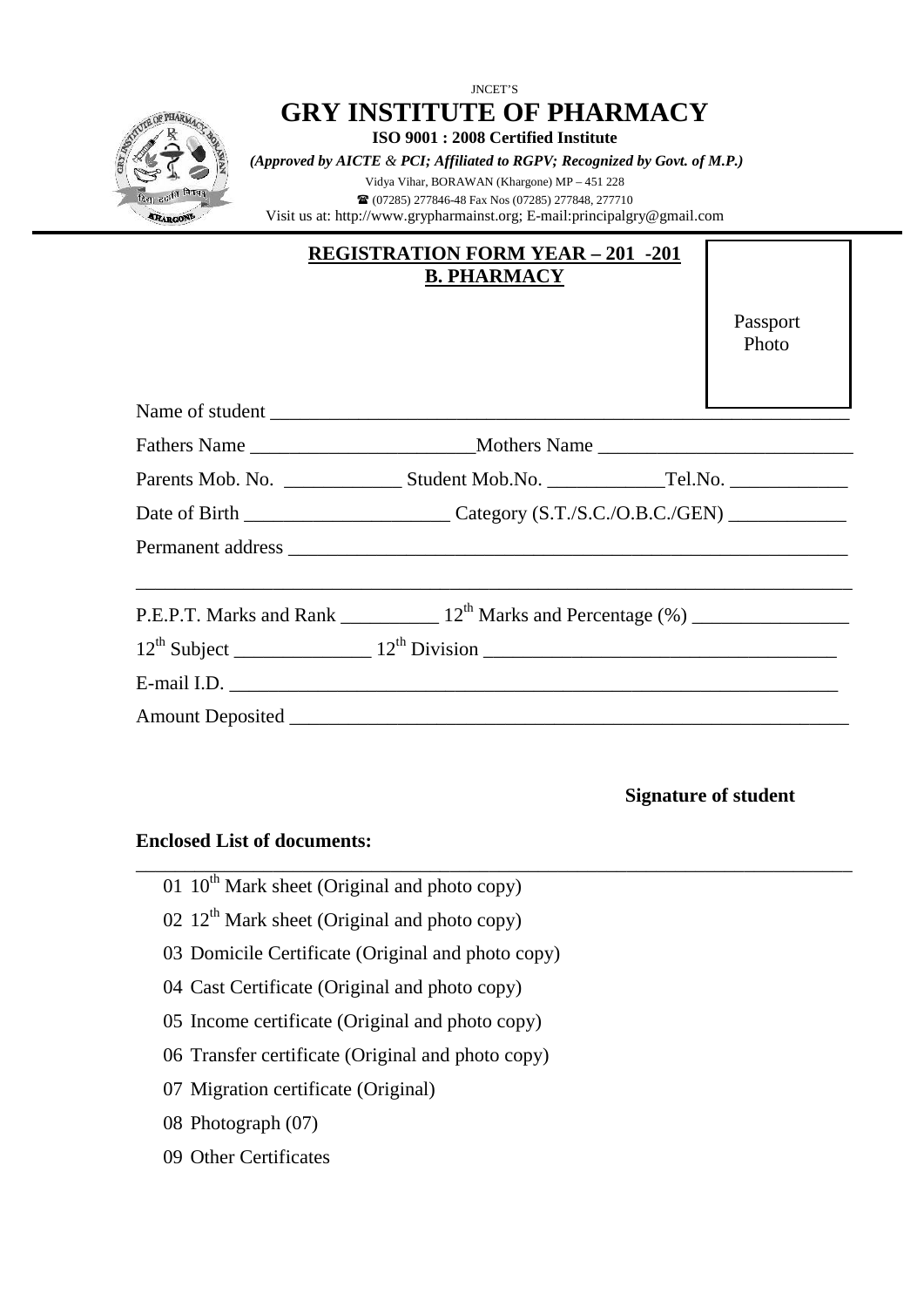JNCET'S

# GRY INSTITUTE OF PHARMACY

**ISO 9001 : 2008 Certified Institute**

***(Approved by AICTE & PCI; Affiliated to RGPV; Recognized by Govt. of M.P.)***

Vidya Vihar, BORAWAN (Khargone) MP – 451 228

☎ (07285) 277846-48 Fax Nos (07285) 277848, 277710

Visit us at: http://www.grypharmainst.org; E-mail:principalgry@gmail.com

## REGISTRATION FORM YEAR – 201 -201
## B. PHARMACY

Passport Photo

Name of student ________________________________________________________

Fathers Name ______________________ Mothers Name _________________________

Parents Mob. No. ___________ Student Mob.No. ___________ Tel.No. ___________

Date of Birth ____________________ Category (S.T./S.C./O.B.C./GEN) ___________

Permanent address _____________________________________________________

_______________________________________________________________________

P.E.P.T. Marks and Rank __________ 12th Marks and Percentage (%) _______________

12th Subject _____________ 12th Division __________________________________

E-mail I.D. ___________________________________________________________

Amount Deposited ______________________________________________________

**Signature of student**

**Enclosed List of documents:**

01 10th Mark sheet (Original and photo copy)

02 12th Mark sheet (Original and photo copy)

03 Domicile Certificate (Original and photo copy)

04 Cast Certificate (Original and photo copy)

05 Income certificate (Original and photo copy)

06 Transfer certificate (Original and photo copy)

07 Migration certificate (Original)

08 Photograph (07)

09 Other Certificates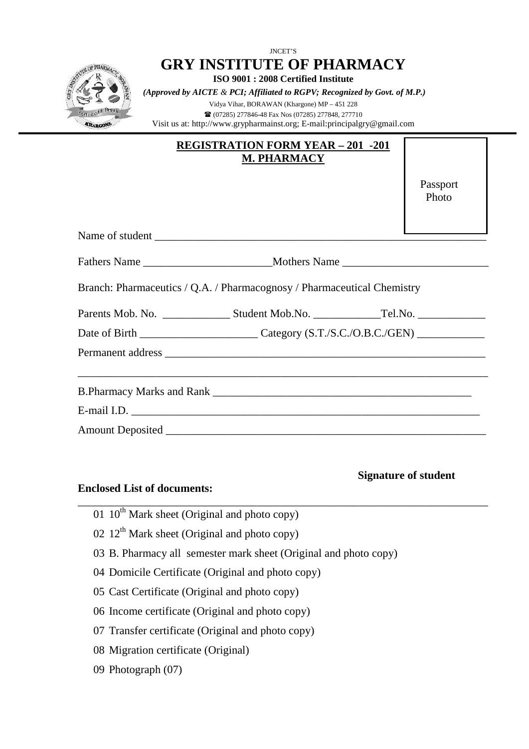JNCET'S

# GRY INSTITUTE OF PHARMACY

**ISO 9001 : 2008 Certified Institute**

***(Approved by AICTE & PCI; Affiliated to RGPV; Recognized by Govt. of M.P.)***

Vidya Vihar, BORAWAN (Khargone) MP – 451 228

☎ (07285) 277846-48 Fax Nos (07285) 277848, 277710

Visit us at: http://www.grypharmainst.org; E-mail:principalgry@gmail.com

## REGISTRATION FORM YEAR – 201 -201
## M. PHARMACY

Passport Photo

Name of student ________________________________________________

Fathers Name ______________________ Mothers Name ______________________

Branch: Pharmaceutics / Q.A. / Pharmacognosy / Pharmaceutical Chemistry

Parents Mob. No. ____________ Student Mob.No. ____________ Tel.No. ____________

Date of Birth ____________________ Category (S.T./S.C./O.B.C./GEN) ____________

Permanent address ________________________________________________

________________________________________________________________

B.Pharmacy Marks and Rank ____________________________________________

E-mail I.D. ______________________________________________________

Amount Deposited __________________________________________________

**Signature of student**

**Enclosed List of documents:**

01 10th Mark sheet (Original and photo copy)

02 12th Mark sheet (Original and photo copy)

03 B. Pharmacy all semester mark sheet (Original and photo copy)

04 Domicile Certificate (Original and photo copy)

05 Cast Certificate (Original and photo copy)

06 Income certificate (Original and photo copy)

07 Transfer certificate (Original and photo copy)

08 Migration certificate (Original)

09 Photograph (07)